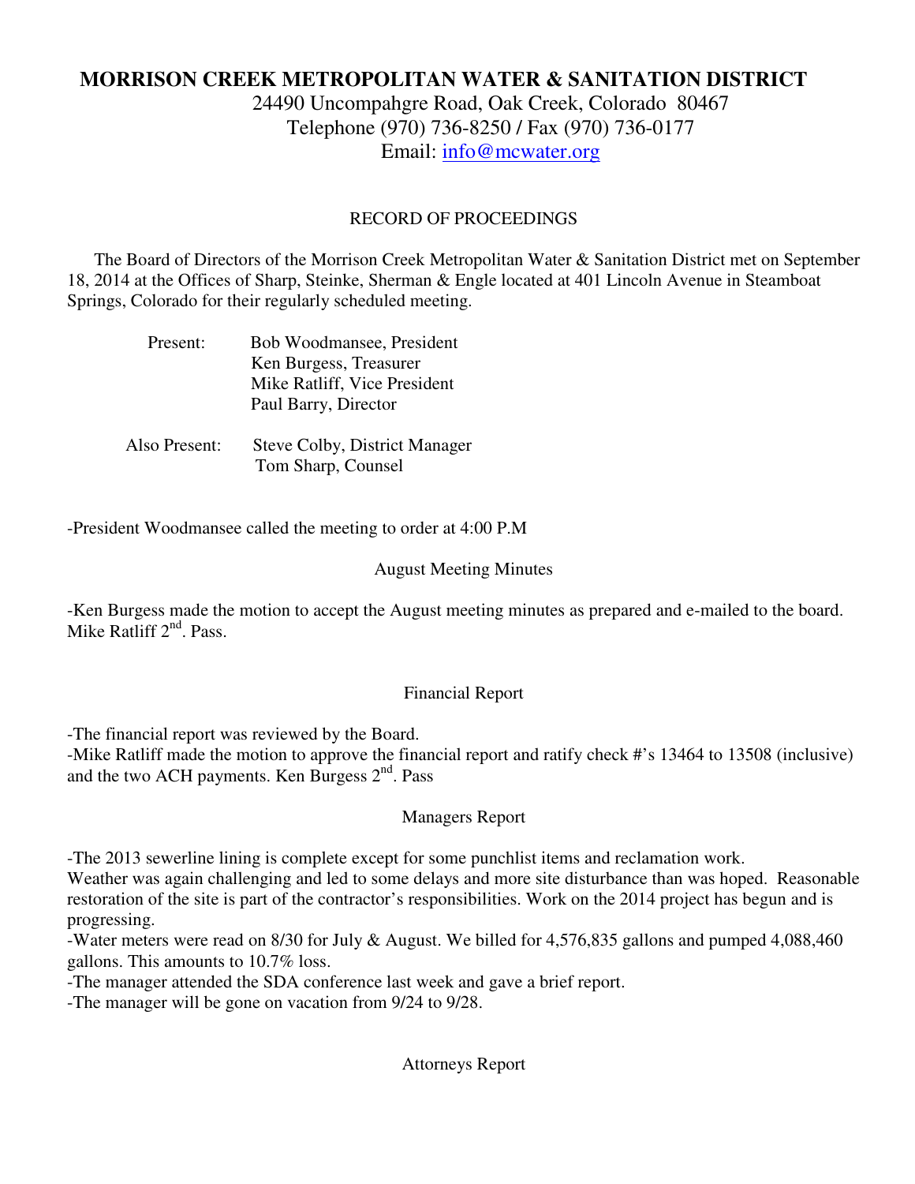# MORRISON CREEK METROPOLITAN WATER & SANITATION DISTRICT

24490 Uncompahgre Road, Oak Creek, Colorado 80467
Telephone (970) 736-8250 / Fax (970) 736-0177
Email: info@mcwater.org

## RECORD OF PROCEEDINGS

The Board of Directors of the Morrison Creek Metropolitan Water & Sanitation District met on September 18, 2014 at the Offices of Sharp, Steinke, Sherman & Engle located at 401 Lincoln Avenue in Steamboat Springs, Colorado for their regularly scheduled meeting.

Present:
- Bob Woodmansee, President
- Ken Burgess, Treasurer
- Mike Ratliff, Vice President
- Paul Barry, Director

Also Present:
- Steve Colby, District Manager
- Tom Sharp, Counsel

-President Woodmansee called the meeting to order at 4:00 P.M

### August Meeting Minutes

-Ken Burgess made the motion to accept the August meeting minutes as prepared and e-mailed to the board. Mike Ratliff 2nd. Pass.

### Financial Report

-The financial report was reviewed by the Board.
-Mike Ratliff made the motion to approve the financial report and ratify check #'s 13464 to 13508 (inclusive) and the two ACH payments. Ken Burgess 2nd. Pass

### Managers Report

-The 2013 sewerline lining is complete except for some punchlist items and reclamation work. Weather was again challenging and led to some delays and more site disturbance than was hoped. Reasonable restoration of the site is part of the contractor's responsibilities. Work on the 2014 project has begun and is progressing.
-Water meters were read on 8/30 for July & August. We billed for 4,576,835 gallons and pumped 4,088,460 gallons. This amounts to 10.7% loss.
-The manager attended the SDA conference last week and gave a brief report.
-The manager will be gone on vacation from 9/24 to 9/28.

### Attorneys Report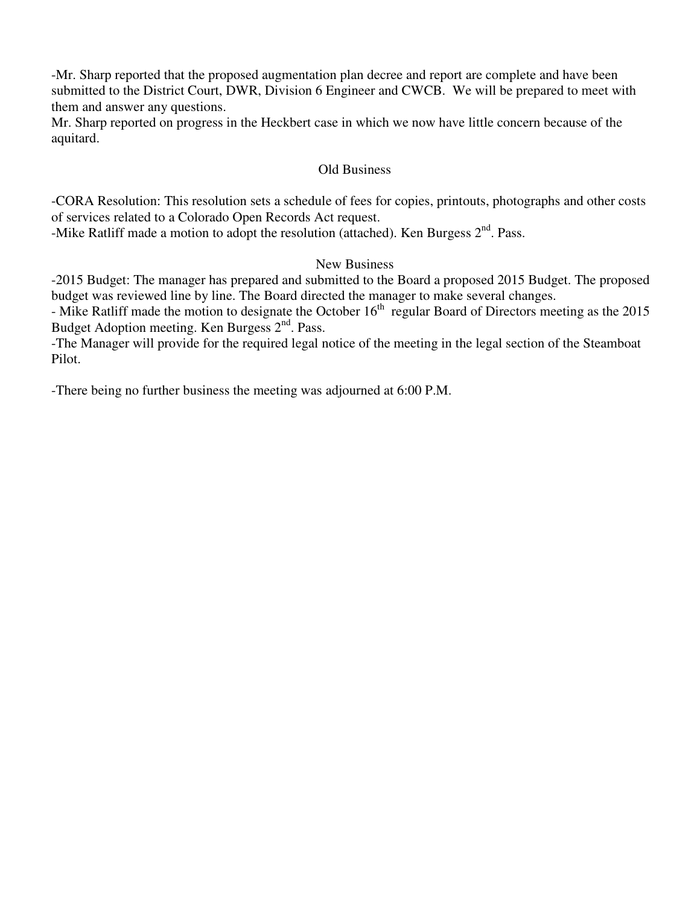-Mr. Sharp reported that the proposed augmentation plan decree and report are complete and have been submitted to the District Court, DWR, Division 6 Engineer and CWCB. We will be prepared to meet with them and answer any questions.

Mr. Sharp reported on progress in the Heckbert case in which we now have little concern because of the aquitard.

## Old Business

-CORA Resolution: This resolution sets a schedule of fees for copies, printouts, photographs and other costs of services related to a Colorado Open Records Act request.

-Mike Ratliff made a motion to adopt the resolution (attached). Ken Burgess 2nd. Pass.

## New Business

-2015 Budget: The manager has prepared and submitted to the Board a proposed 2015 Budget. The proposed budget was reviewed line by line. The Board directed the manager to make several changes.

- Mike Ratliff made the motion to designate the October 16th regular Board of Directors meeting as the 2015 Budget Adoption meeting. Ken Burgess 2nd. Pass.

-The Manager will provide for the required legal notice of the meeting in the legal section of the Steamboat Pilot.

-There being no further business the meeting was adjourned at 6:00 P.M.